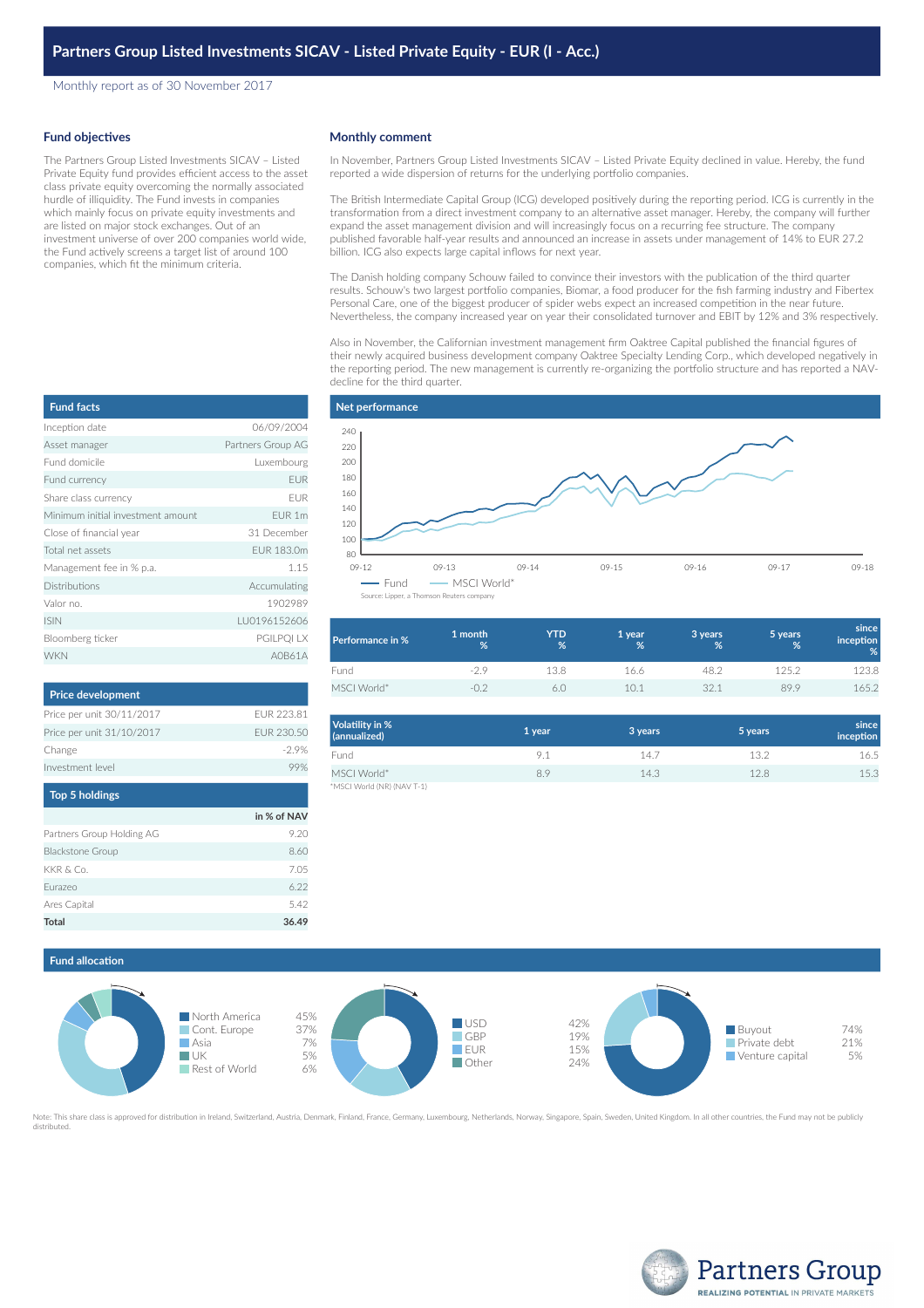# Partners Group Listed Investments SICAV - Listed Private Equity - EUR (I - Acc.)

Monthly report as of 30 November 2017

## Fund objectives

The Partners Group Listed Investments SICAV – Listed Private Equity fund provides efficient access to the asset class private equity overcoming the normally associated hurdle of illiquidity. The Fund invests in companies which mainly focus on private equity investments and are listed on major stock exchanges. Out of an investment universe of over 200 companies world wide, the Fund actively screens a target list of around 100 companies, which fit the minimum criteria.

## Monthly comment

In November, Partners Group Listed Investments SICAV – Listed Private Equity declined in value. Hereby, the fund reported a wide dispersion of returns for the underlying portfolio companies.

The British Intermediate Capital Group (ICG) developed positively during the reporting period. ICG is currently in the transformation from a direct investment company to an alternative asset manager. Hereby, the company will further expand the asset management division and will increasingly focus on a recurring fee structure. The company published favorable half-year results and announced an increase in assets under management of 14% to EUR 27.2 billion. ICG also expects large capital inflows for next year.

The Danish holding company Schouw failed to convince their investors with the publication of the third quarter results. Schouw's two largest portfolio companies, Biomar, a food producer for the fish farming industry and Fibertex Personal Care, one of the biggest producer of spider webs expect an increased competition in the near future. Nevertheless, the company increased year on year their consolidated turnover and EBIT by 12% and 3% respectively.

Also in November, the Californian investment management firm Oaktree Capital published the financial figures of their newly acquired business development company Oaktree Specialty Lending Corp., which developed negatively in the reporting period. The new management is currently re-organizing the portfolio structure and has reported a NAV-decline for the third quarter.

## Fund facts

| | |
|---|---|
| Inception date | 06/09/2004 |
| Asset manager | Partners Group AG |
| Fund domicile | Luxembourg |
| Fund currency | EUR |
| Share class currency | EUR |
| Minimum initial investment amount | EUR 1m |
| Close of financial year | 31 December |
| Total net assets | EUR 183.0m |
| Management fee in % p.a. | 1.15 |
| Distributions | Accumulating |
| Valor no. | 1902989 |
| ISIN | LU0196152606 |
| Bloomberg ticker | PGILPQI LX |
| WKN | A0B61A |

## Price development

| | |
|---|---|
| Price per unit 30/11/2017 | EUR 223.81 |
| Price per unit 31/10/2017 | EUR 230.50 |
| Change | -2.9% |
| Investment level | 99% |

## Top 5 holdings

| | in % of NAV |
|---|---|
| Partners Group Holding AG | 9.20 |
| Blackstone Group | 8.60 |
| KKR & Co. | 7.05 |
| Eurazeo | 6.22 |
| Ares Capital | 5.42 |
| **Total** | **36.49** |

## Net performance

Fund — MSCI World*

Source: Lipper, a Thomson Reuters company

| Performance in % | 1 month % | YTD % | 1 year % | 3 years % | 5 years % | since inception % |
|---|---|---|---|---|---|---|
| Fund | -2.9 | 13.8 | 16.6 | 48.2 | 125.2 | 123.8 |
| MSCI World* | -0.2 | 6.0 | 10.1 | 32.1 | 89.9 | 165.2 |

| Volatility in % (annualized) | 1 year | 3 years | 5 years | since inception |
|---|---|---|---|---|
| Fund | 9.1 | 14.7 | 13.2 | 16.5 |
| MSCI World* | 8.9 | 14.3 | 12.8 | 15.3 |

*MSCI World (NR) (NAV T-1)

## Fund allocation

| Region | % |
|---|---|
| North America | 45% |
| Cont. Europe | 37% |
| Asia | 7% |
| UK | 5% |
| Rest of World | 6% |

| Currency | % |
|---|---|
| USD | 42% |
| GBP | 19% |
| EUR | 15% |
| Other | 24% |

| Strategy | % |
|---|---|
| Buyout | 74% |
| Private debt | 21% |
| Venture capital | 5% |

Note: This share class is approved for distribution in Ireland, Switzerland, Austria, Denmark, Finland, France, Germany, Luxembourg, Netherlands, Norway, Singapore, Spain, Sweden, United Kingdom. In all other countries, the Fund may not be publicly distributed.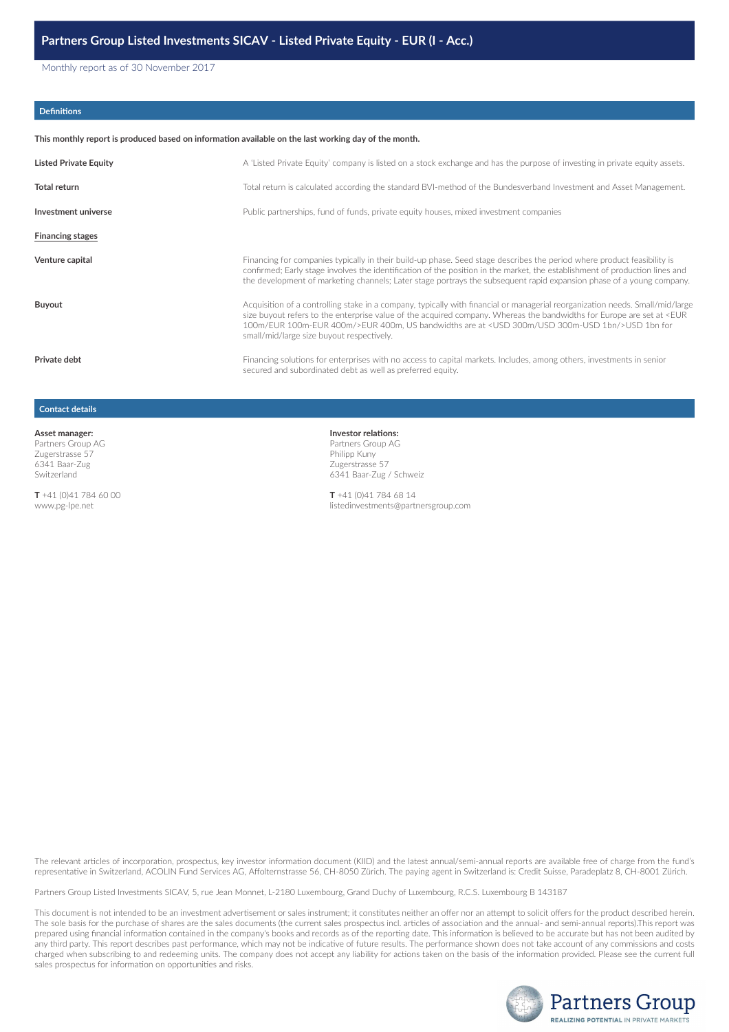# Partners Group Listed Investments SICAV - Listed Private Equity - EUR (I - Acc.)

Monthly report as of 30 November 2017

## Definitions

**This monthly report is produced based on information available on the last working day of the month.**

| | |
|---|---|
| **Listed Private Equity** | A 'Listed Private Equity' company is listed on a stock exchange and has the purpose of investing in private equity assets. |
| **Total return** | Total return is calculated according the standard BVI-method of the Bundesverband Investment and Asset Management. |
| **Investment universe** | Public partnerships, fund of funds, private equity houses, mixed investment companies |
| **Financing stages** | |
| **Venture capital** | Financing for companies typically in their build-up phase. Seed stage describes the period where product feasibility is confirmed; Early stage involves the identification of the position in the market, the establishment of production lines and the development of marketing channels; Later stage portrays the subsequent rapid expansion phase of a young company. |
| **Buyout** | Acquisition of a controlling stake in a company, typically with financial or managerial reorganization needs. Small/mid/large size buyout refers to the enterprise value of the acquired company. Whereas the bandwidths for Europe are set at <EUR 100m/EUR 100m-EUR 400m/>EUR 400m, US bandwidths are at <USD 300m/USD 300m-USD 1bn/>USD 1bn for small/mid/large size buyout respectively. |
| **Private debt** | Financing solutions for enterprises with no access to capital markets. Includes, among others, investments in senior secured and subordinated debt as well as preferred equity. |

## Contact details

**Asset manager:**
Partners Group AG
Zugerstrasse 57
6341 Baar-Zug
Switzerland

**T** +41 (0)41 784 60 00
www.pg-lpe.net

**Investor relations:**
Partners Group AG
Philipp Kuny
Zugerstrasse 57
6341 Baar-Zug / Schweiz

**T** +41 (0)41 784 68 14
listedinvestments@partnersgroup.com

The relevant articles of incorporation, prospectus, key investor information document (KIID) and the latest annual/semi-annual reports are available free of charge from the fund's representative in Switzerland, ACOLIN Fund Services AG, Affolternstrasse 56, CH-8050 Zürich. The paying agent in Switzerland is: Credit Suisse, Paradeplatz 8, CH-8001 Zürich.

Partners Group Listed Investments SICAV, 5, rue Jean Monnet, L-2180 Luxembourg, Grand Duchy of Luxembourg, R.C.S. Luxembourg B 143187

This document is not intended to be an investment advertisement or sales instrument; it constitutes neither an offer nor an attempt to solicit offers for the product described herein. The sole basis for the purchase of shares are the sales documents (the current sales prospectus incl. articles of association and the annual- and semi-annual reports).This report was prepared using financial information contained in the company's books and records as of the reporting date. This information is believed to be accurate but has not been audited by any third party. This report describes past performance, which may not be indicative of future results. The performance shown does not take account of any commissions and costs charged when subscribing to and redeeming units. The company does not accept any liability for actions taken on the basis of the information provided. Please see the current full sales prospectus for information on opportunities and risks.

Partners Group
REALIZING POTENTIAL IN PRIVATE MARKETS